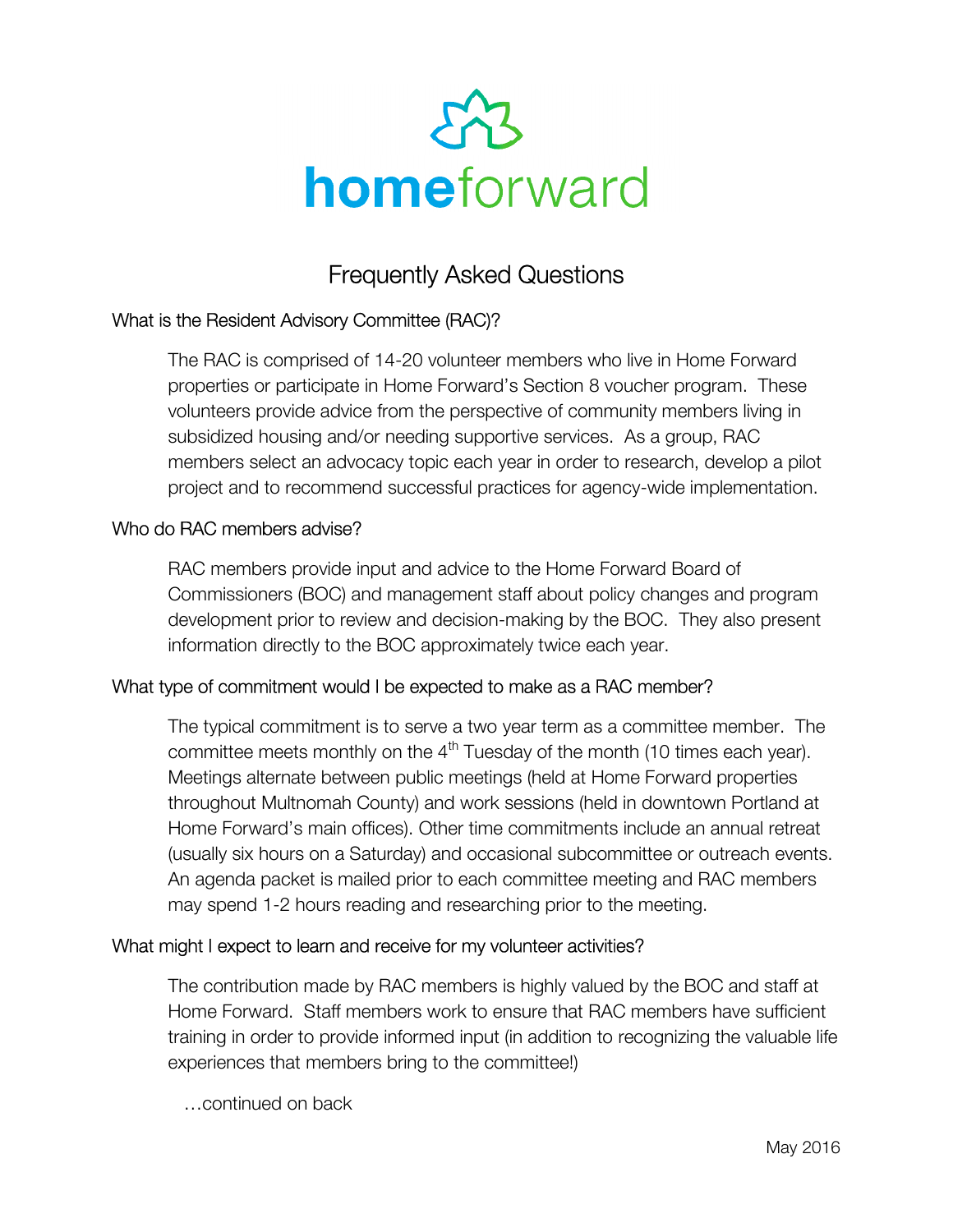# homeforward

## Frequently Asked Questions

### What is the Resident Advisory Committee (RAC)?

The RAC is comprised of 14-20 volunteer members who live in Home Forward properties or participate in Home Forward's Section 8 voucher program. These volunteers provide advice from the perspective of community members living in subsidized housing and/or needing supportive services. As a group, RAC members select an advocacy topic each year in order to research, develop a pilot project and to recommend successful practices for agency-wide implementation.

### Who do RAC members advise?

RAC members provide input and advice to the Home Forward Board of Commissioners (BOC) and management staff about policy changes and program development prior to review and decision-making by the BOC. They also present information directly to the BOC approximately twice each year.

### What type of commitment would I be expected to make as a RAC member?

The typical commitment is to serve a two year term as a committee member. The committee meets monthly on the 4th Tuesday of the month (10 times each year). Meetings alternate between public meetings (held at Home Forward properties throughout Multnomah County) and work sessions (held in downtown Portland at Home Forward's main offices). Other time commitments include an annual retreat (usually six hours on a Saturday) and occasional subcommittee or outreach events. An agenda packet is mailed prior to each committee meeting and RAC members may spend 1-2 hours reading and researching prior to the meeting.

### What might I expect to learn and receive for my volunteer activities?

The contribution made by RAC members is highly valued by the BOC and staff at Home Forward. Staff members work to ensure that RAC members have sufficient training in order to provide informed input (in addition to recognizing the valuable life experiences that members bring to the committee!)

…continued on back

May 2016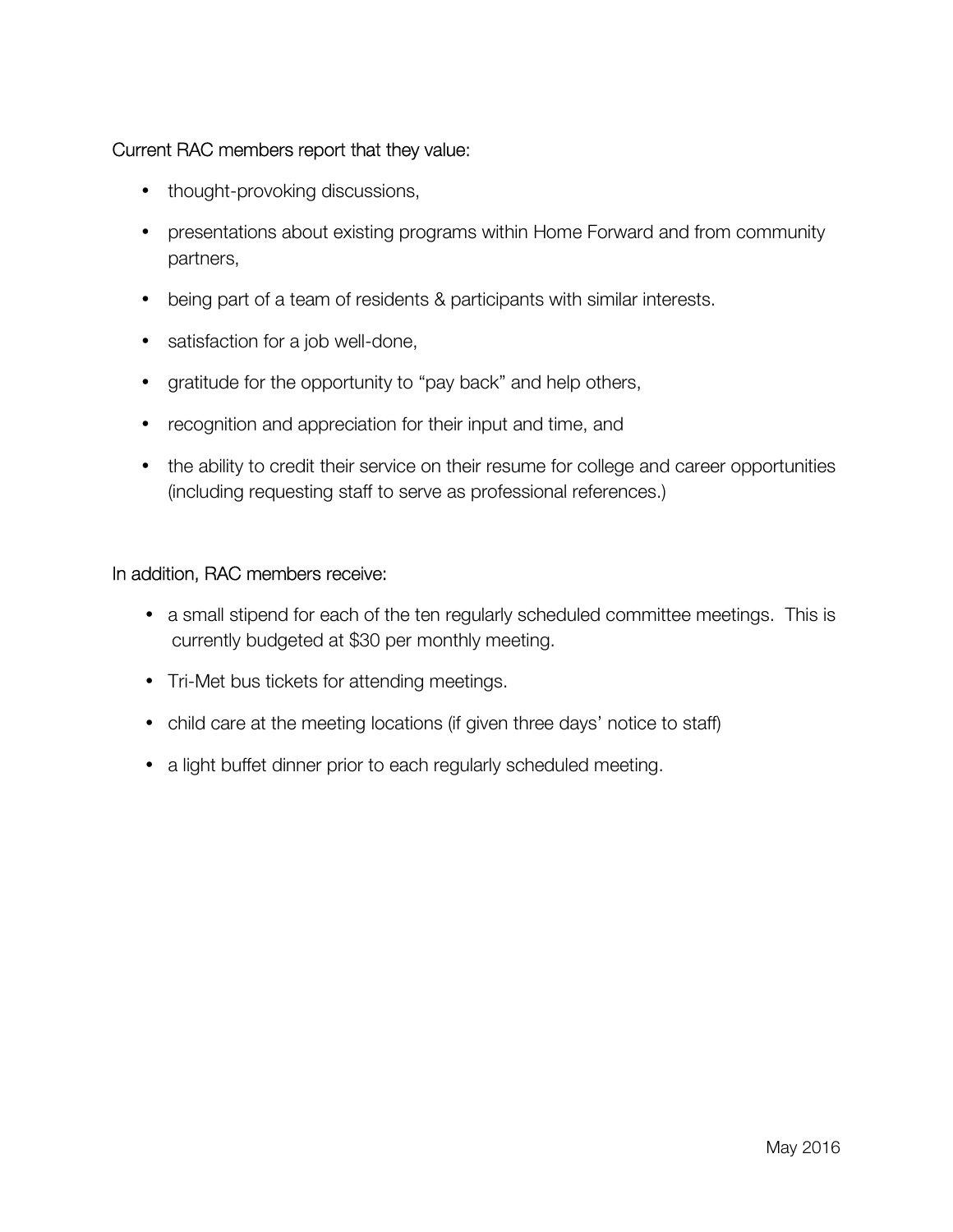Current RAC members report that they value:

- thought-provoking discussions,
- presentations about existing programs within Home Forward and from community partners,
- being part of a team of residents & participants with similar interests.
- satisfaction for a job well-done,
- gratitude for the opportunity to "pay back" and help others,
- recognition and appreciation for their input and time, and
- the ability to credit their service on their resume for college and career opportunities (including requesting staff to serve as professional references.)

In addition, RAC members receive:

- a small stipend for each of the ten regularly scheduled committee meetings. This is currently budgeted at $30 per monthly meeting.
- Tri-Met bus tickets for attending meetings.
- child care at the meeting locations (if given three days' notice to staff)
- a light buffet dinner prior to each regularly scheduled meeting.

May 2016